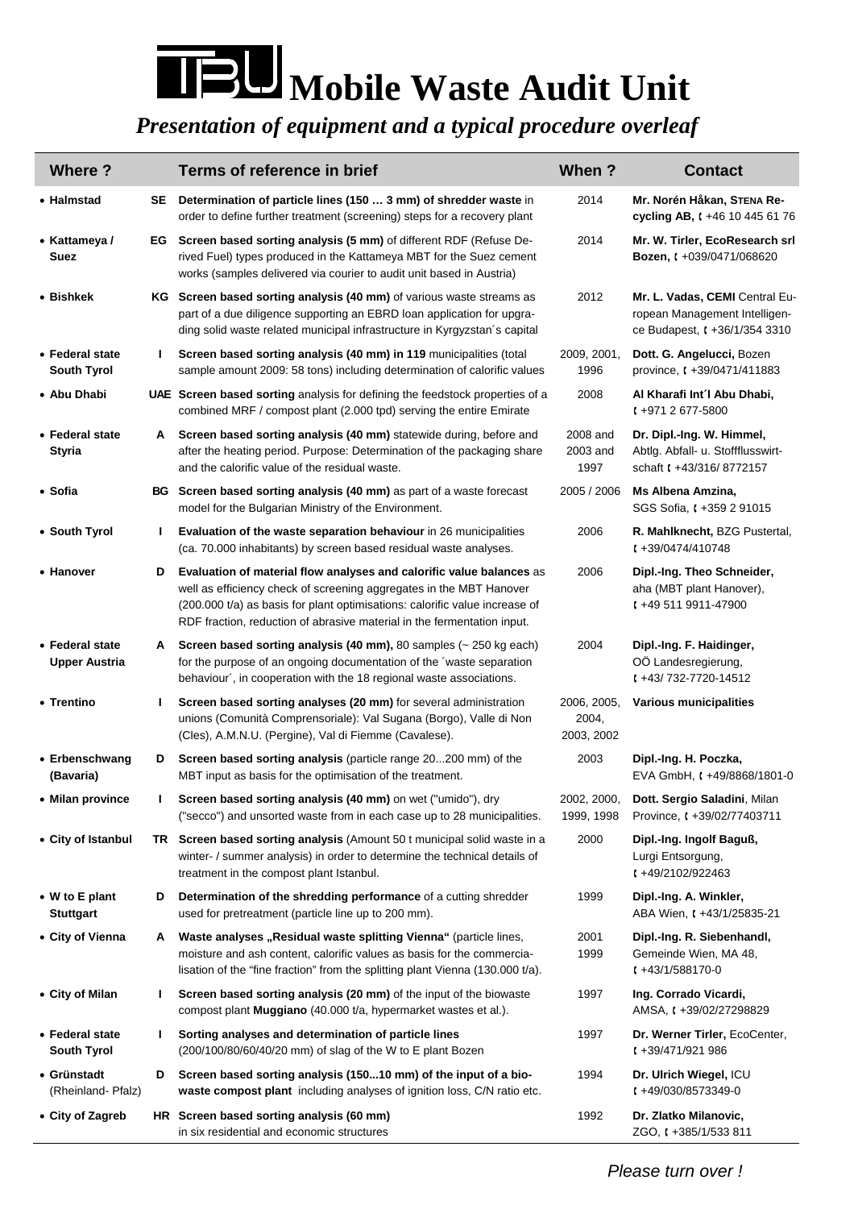# TBU Mobile Waste Audit Unit

***Presentation of equipment and a typical procedure overleaf***

| Where ? | | Terms of reference in brief | When ? | Contact |
|---|---|---|---|---|
| • **Halmstad** | **SE** | **Determination of particle lines (150 … 3 mm) of shredder waste** in order to define further treatment (screening) steps for a recovery plant | 2014 | **Mr. Norén Håkan, STENA Recycling AB,** ✆ +46 10 445 61 76 |
| • **Kattameya / Suez** | **EG** | **Screen based sorting analysis (5 mm)** of different RDF (Refuse Derived Fuel) types produced in the Kattameya MBT for the Suez cement works (samples delivered via courier to audit unit based in Austria) | 2014 | **Mr. W. Tirler, EcoResearch srl Bozen,** ✆ +039/0471/068620 |
| • **Bishkek** | **KG** | **Screen based sorting analysis (40 mm)** of various waste streams as part of a due diligence supporting an EBRD loan application for upgrading solid waste related municipal infrastructure in Kyrgyzstan´s capital | 2012 | **Mr. L. Vadas, CEMI** Central European Management Intelligence Budapest, ✆ +36/1/354 3310 |
| • **Federal state South Tyrol** | **I** | **Screen based sorting analysis (40 mm) in 119** municipalities (total sample amount 2009: 58 tons) including determination of calorific values | 2009, 2001, 1996 | **Dott. G. Angelucci,** Bozen province, ✆ +39/0471/411883 |
| • **Abu Dhabi** | **UAE** | **Screen based sorting** analysis for defining the feedstock properties of a combined MRF / compost plant (2.000 tpd) serving the entire Emirate | 2008 | **Al Kharafi Int´l Abu Dhabi,** ✆ +971 2 677-5800 |
| • **Federal state Styria** | **A** | **Screen based sorting analysis (40 mm)** statewide during, before and after the heating period. Purpose: Determination of the packaging share and the calorific value of the residual waste. | 2008 and 2003 and 1997 | **Dr. Dipl.-Ing. W. Himmel,** Abtlg. Abfall- u. Stoffflusswirtschaft ✆ +43/316/ 8772157 |
| • **Sofia** | **BG** | **Screen based sorting analysis (40 mm)** as part of a waste forecast model for the Bulgarian Ministry of the Environment. | 2005 / 2006 | **Ms Albena Amzina,** SGS Sofia, ✆ +359 2 91015 |
| • **South Tyrol** | **I** | **Evaluation of the waste separation behaviour** in 26 municipalities (ca. 70.000 inhabitants) by screen based residual waste analyses. | 2006 | **R. Mahlknecht,** BZG Pustertal, ✆ +39/0474/410748 |
| • **Hanover** | **D** | **Evaluation of material flow analyses and calorific value balances** as well as efficiency check of screening aggregates in the MBT Hanover (200.000 t/a) as basis for plant optimisations: calorific value increase of RDF fraction, reduction of abrasive material in the fermentation input. | 2006 | **Dipl.-Ing. Theo Schneider,** aha (MBT plant Hanover), ✆ +49 511 9911-47900 |
| • **Federal state Upper Austria** | **A** | **Screen based sorting analysis (40 mm),** 80 samples (~ 250 kg each) for the purpose of an ongoing documentation of the ´waste separation behaviour´, in cooperation with the 18 regional waste associations. | 2004 | **Dipl.-Ing. F. Haidinger,** OÖ Landesregierung, ✆ +43/ 732-7720-14512 |
| • **Trentino** | **I** | **Screen based sorting analyses (20 mm)** for several administration unions (Comunità Comprensoriale): Val Sugana (Borgo), Valle di Non (Cles), A.M.N.U. (Pergine), Val di Fiemme (Cavalese). | 2006, 2005, 2004, 2003, 2002 | **Various municipalities** |
| • **Erbenschwang (Bavaria)** | **D** | **Screen based sorting analysis** (particle range 20...200 mm) of the MBT input as basis for the optimisation of the treatment. | 2003 | **Dipl.-Ing. H. Poczka,** EVA GmbH, ✆ +49/8868/1801-0 |
| • **Milan province** | **I** | **Screen based sorting analysis (40 mm)** on wet ("umido"), dry ("secco") and unsorted waste from in each case up to 28 municipalities. | 2002, 2000, 1999, 1998 | **Dott. Sergio Saladini**, Milan Province, ✆ +39/02/77403711 |
| • **City of Istanbul** | **TR** | **Screen based sorting analysis** (Amount 50 t municipal solid waste in a winter- / summer analysis) in order to determine the technical details of treatment in the compost plant Istanbul. | 2000 | **Dipl.-Ing. Ingolf Baguß,** Lurgi Entsorgung, ✆ +49/2102/922463 |
| • **W to E plant Stuttgart** | **D** | **Determination of the shredding performance** of a cutting shredder used for pretreatment (particle line up to 200 mm). | 1999 | **Dipl.-Ing. A. Winkler,** ABA Wien, ✆ +43/1/25835-21 |
| • **City of Vienna** | **A** | **Waste analyses „Residual waste splitting Vienna"** (particle lines, moisture and ash content, calorific values as basis for the commercialisation of the "fine fraction" from the splitting plant Vienna (130.000 t/a). | 2001 1999 | **Dipl.-Ing. R. Siebenhandl,** Gemeinde Wien, MA 48, ✆ +43/1/588170-0 |
| • **City of Milan** | **I** | **Screen based sorting analysis (20 mm)** of the input of the biowaste compost plant **Muggiano** (40.000 t/a, hypermarket wastes et al.). | 1997 | **Ing. Corrado Vicardi,** AMSA, ✆ +39/02/27298829 |
| • **Federal state South Tyrol** | **I** | **Sorting analyses and determination of particle lines** (200/100/80/60/40/20 mm) of slag of the W to E plant Bozen | 1997 | **Dr. Werner Tirler,** EcoCenter, ✆ +39/471/921 986 |
| • **Grünstadt** (Rheinland- Pfalz) | **D** | **Screen based sorting analysis (150...10 mm) of the input of a bio-waste compost plant** including analyses of ignition loss, C/N ratio etc. | 1994 | **Dr. Ulrich Wiegel,** ICU ✆ +49/030/8573349-0 |
| • **City of Zagreb** | **HR** | **Screen based sorting analysis (60 mm)** in six residential and economic structures | 1992 | **Dr. Zlatko Milanovic,** ZGO, ✆ +385/1/533 811 |

*Please turn over !*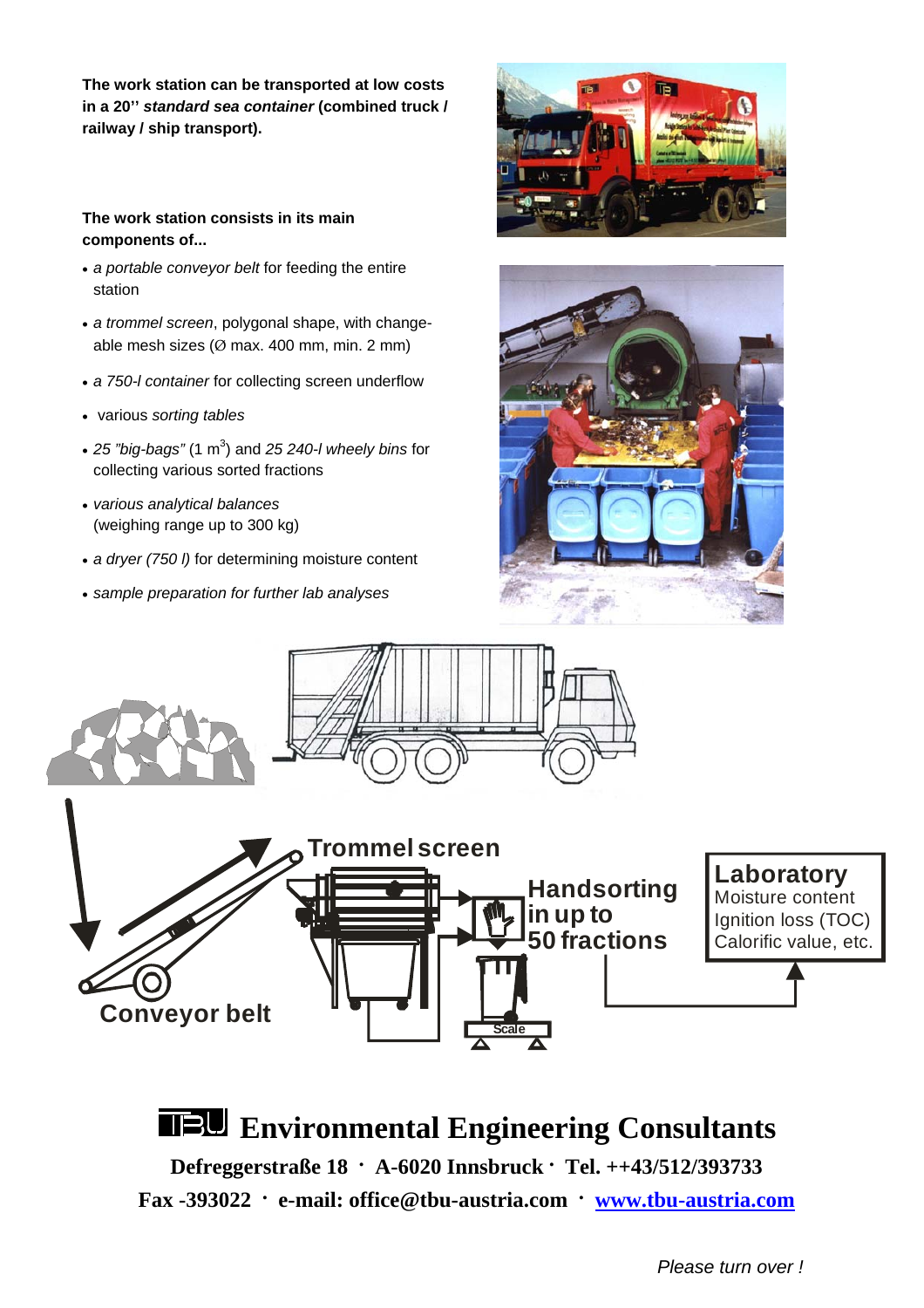**The work station can be transported at low costs in a 20'' *standard sea container* (combined truck / railway / ship transport).**

**The work station consists in its main components of...**

- *a portable conveyor belt* for feeding the entire station
- *a trommel screen*, polygonal shape, with change-able mesh sizes (Ø max. 400 mm, min. 2 mm)
- *a 750-l container* for collecting screen underflow
- various *sorting tables*
- *25 "big-bags"* (1 $m^3$) and *25 240-l wheely bins* for collecting various sorted fractions
- *various analytical balances* (weighing range up to 300 kg)
- *a dryer (750 l)* for determining moisture content
- *sample preparation for further lab analyses*

Trommel screen

Handsorting in up to 50 fractions

Laboratory
Moisture content
Ignition loss (TOC)
Calorific value, etc.

Conveyor belt

Scale

**TBU Environmental Engineering Consultants**

**Defreggerstraße 18 · A-6020 Innsbruck · Tel. ++43/512/393733**

**Fax -393022 · e-mail: office@tbu-austria.com · www.tbu-austria.com**

*Please turn over !*